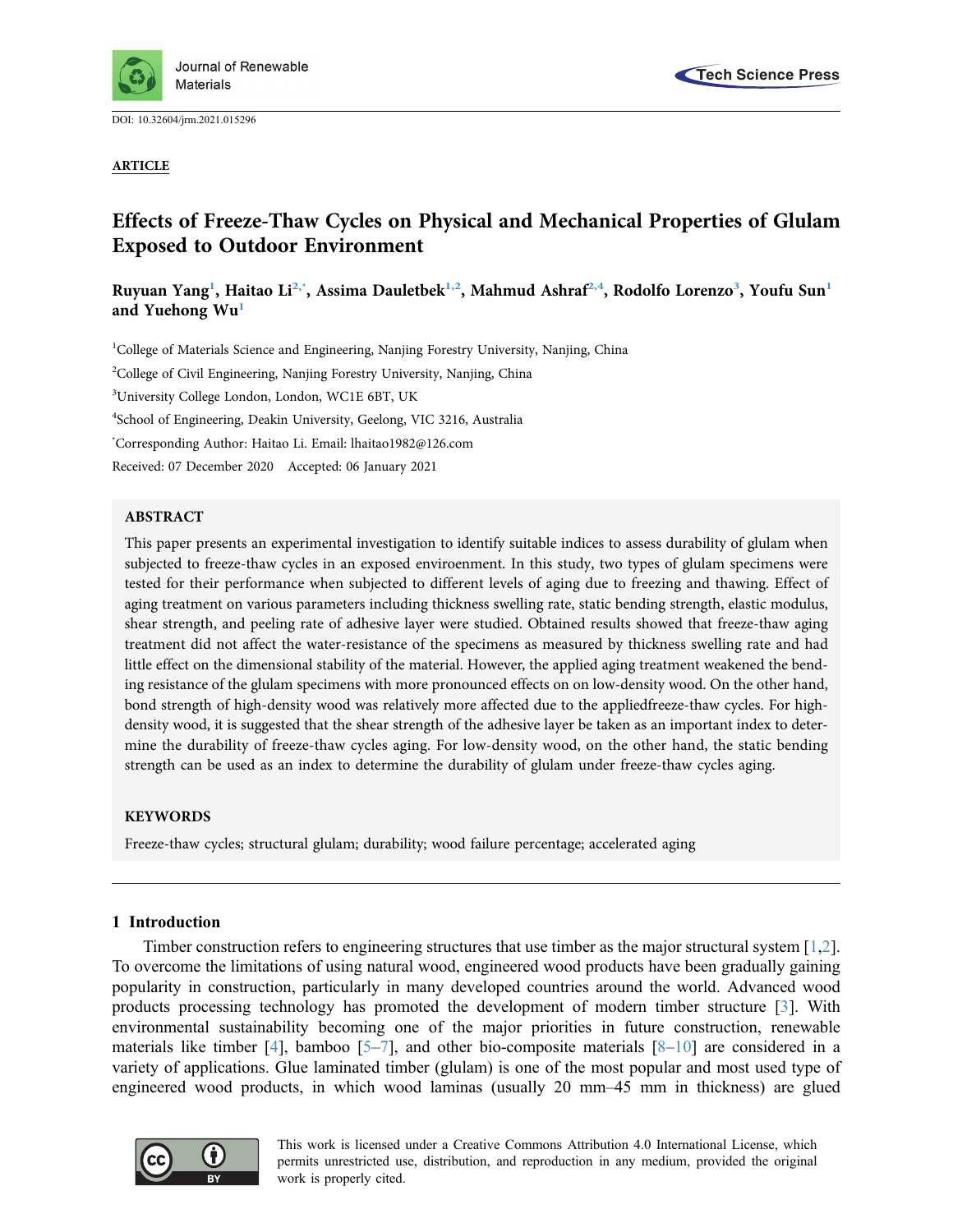Journal of Renewable Materials

Tech Science Press

DOI: 10.32604/jrm.2021.015296

ARTICLE

# Effects of Freeze-Thaw Cycles on Physical and Mechanical Properties of Glulam Exposed to Outdoor Environment

**Ruyuan Yang[1], Haitao Li[2,*], Assima Dauletbek[1,2], Mahmud Ashraf[2,4], Rodolfo Lorenzo[3], Youfu Sun[1] and Yuehong Wu[1]**

[1]College of Materials Science and Engineering, Nanjing Forestry University, Nanjing, China

[2]College of Civil Engineering, Nanjing Forestry University, Nanjing, China

[3]University College London, London, WC1E 6BT, UK

[4]School of Engineering, Deakin University, Geelong, VIC 3216, Australia

[*]Corresponding Author: Haitao Li. Email: lhaitao1982@126.com

Received: 07 December 2020 Accepted: 06 January 2021

## ABSTRACT

This paper presents an experimental investigation to identify suitable indices to assess durability of glulam when subjected to freeze-thaw cycles in an exposed enviroenment. In this study, two types of glulam specimens were tested for their performance when subjected to different levels of aging due to freezing and thawing. Effect of aging treatment on various parameters including thickness swelling rate, static bending strength, elastic modulus, shear strength, and peeling rate of adhesive layer were studied. Obtained results showed that freeze-thaw aging treatment did not affect the water-resistance of the specimens as measured by thickness swelling rate and had little effect on the dimensional stability of the material. However, the applied aging treatment weakened the bending resistance of the glulam specimens with more pronounced effects on on low-density wood. On the other hand, bond strength of high-density wood was relatively more affected due to the appliedfreeze-thaw cycles. For high-density wood, it is suggested that the shear strength of the adhesive layer be taken as an important index to determine the durability of freeze-thaw cycles aging. For low-density wood, on the other hand, the static bending strength can be used as an index to determine the durability of glulam under freeze-thaw cycles aging.

## KEYWORDS

Freeze-thaw cycles; structural glulam; durability; wood failure percentage; accelerated aging

## 1 Introduction

Timber construction refers to engineering structures that use timber as the major structural system [1,2]. To overcome the limitations of using natural wood, engineered wood products have been gradually gaining popularity in construction, particularly in many developed countries around the world. Advanced wood products processing technology has promoted the development of modern timber structure [3]. With environmental sustainability becoming one of the major priorities in future construction, renewable materials like timber [4], bamboo [5–7], and other bio-composite materials [8–10] are considered in a variety of applications. Glue laminated timber (glulam) is one of the most popular and most used type of engineered wood products, in which wood laminas (usually 20 mm–45 mm in thickness) are glued

This work is licensed under a Creative Commons Attribution 4.0 International License, which permits unrestricted use, distribution, and reproduction in any medium, provided the original work is properly cited.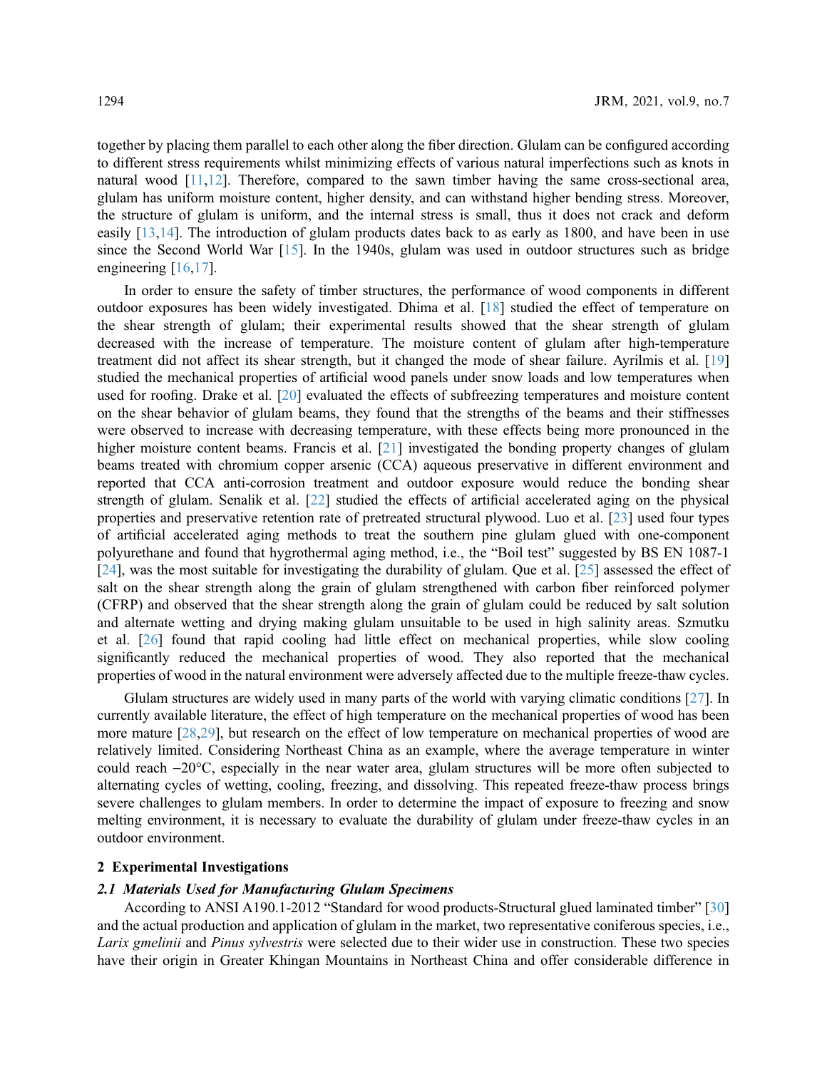together by placing them parallel to each other along the fiber direction. Glulam can be configured according to different stress requirements whilst minimizing effects of various natural imperfections such as knots in natural wood [11,12]. Therefore, compared to the sawn timber having the same cross-sectional area, glulam has uniform moisture content, higher density, and can withstand higher bending stress. Moreover, the structure of glulam is uniform, and the internal stress is small, thus it does not crack and deform easily [13,14]. The introduction of glulam products dates back to as early as 1800, and have been in use since the Second World War [15]. In the 1940s, glulam was used in outdoor structures such as bridge engineering [16,17].

In order to ensure the safety of timber structures, the performance of wood components in different outdoor exposures has been widely investigated. Dhima et al. [18] studied the effect of temperature on the shear strength of glulam; their experimental results showed that the shear strength of glulam decreased with the increase of temperature. The moisture content of glulam after high-temperature treatment did not affect its shear strength, but it changed the mode of shear failure. Ayrilmis et al. [19] studied the mechanical properties of artificial wood panels under snow loads and low temperatures when used for roofing. Drake et al. [20] evaluated the effects of subfreezing temperatures and moisture content on the shear behavior of glulam beams, they found that the strengths of the beams and their stiffnesses were observed to increase with decreasing temperature, with these effects being more pronounced in the higher moisture content beams. Francis et al. [21] investigated the bonding property changes of glulam beams treated with chromium copper arsenic (CCA) aqueous preservative in different environment and reported that CCA anti-corrosion treatment and outdoor exposure would reduce the bonding shear strength of glulam. Senalik et al. [22] studied the effects of artificial accelerated aging on the physical properties and preservative retention rate of pretreated structural plywood. Luo et al. [23] used four types of artificial accelerated aging methods to treat the southern pine glulam glued with one-component polyurethane and found that hygrothermal aging method, i.e., the "Boil test" suggested by BS EN 1087-1 [24], was the most suitable for investigating the durability of glulam. Que et al. [25] assessed the effect of salt on the shear strength along the grain of glulam strengthened with carbon fiber reinforced polymer (CFRP) and observed that the shear strength along the grain of glulam could be reduced by salt solution and alternate wetting and drying making glulam unsuitable to be used in high salinity areas. Szmutku et al. [26] found that rapid cooling had little effect on mechanical properties, while slow cooling significantly reduced the mechanical properties of wood. They also reported that the mechanical properties of wood in the natural environment were adversely affected due to the multiple freeze-thaw cycles.

Glulam structures are widely used in many parts of the world with varying climatic conditions [27]. In currently available literature, the effect of high temperature on the mechanical properties of wood has been more mature [28,29], but research on the effect of low temperature on mechanical properties of wood are relatively limited. Considering Northeast China as an example, where the average temperature in winter could reach −20°C, especially in the near water area, glulam structures will be more often subjected to alternating cycles of wetting, cooling, freezing, and dissolving. This repeated freeze-thaw process brings severe challenges to glulam members. In order to determine the impact of exposure to freezing and snow melting environment, it is necessary to evaluate the durability of glulam under freeze-thaw cycles in an outdoor environment.

## 2 Experimental Investigations

### 2.1 Materials Used for Manufacturing Glulam Specimens

According to ANSI A190.1-2012 "Standard for wood products-Structural glued laminated timber" [30] and the actual production and application of glulam in the market, two representative coniferous species, i.e., *Larix gmelinii* and *Pinus sylvestris* were selected due to their wider use in construction. These two species have their origin in Greater Khingan Mountains in Northeast China and offer considerable difference in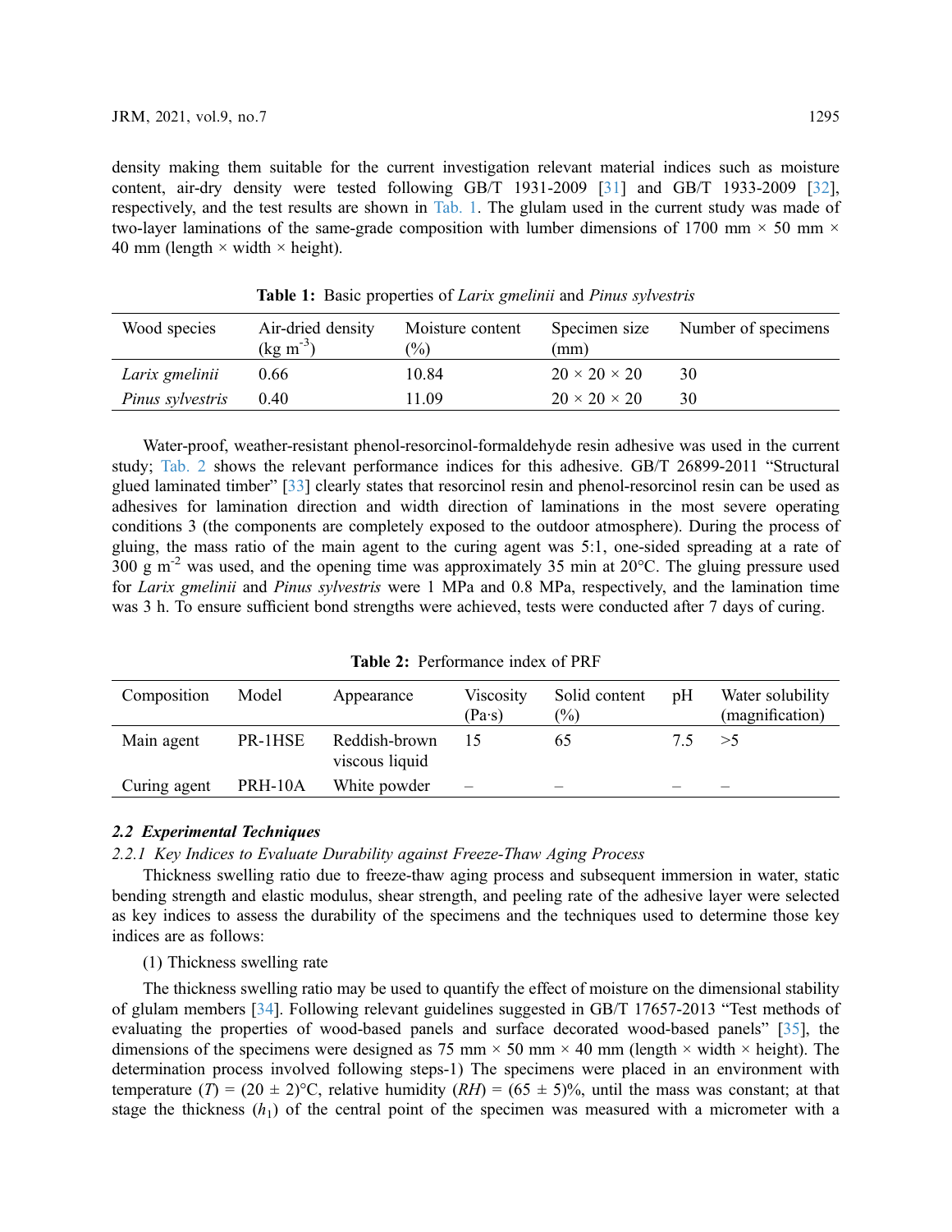density making them suitable for the current investigation relevant material indices such as moisture content, air-dry density were tested following GB/T 1931-2009 [31] and GB/T 1933-2009 [32], respectively, and the test results are shown in Tab. 1. The glulam used in the current study was made of two-layer laminations of the same-grade composition with lumber dimensions of 1700 mm × 50 mm × 40 mm (length × width × height).

**Table 1:** Basic properties of *Larix gmelinii* and *Pinus sylvestris*

| Wood species | Air-dried density (kg $m^{-3}$) | Moisture content (%) | Specimen size (mm) | Number of specimens |
|---|---|---|---|---|
| *Larix gmelinii* | 0.66 | 10.84 | 20 × 20 × 20 | 30 |
| *Pinus sylvestris* | 0.40 | 11.09 | 20 × 20 × 20 | 30 |

Water-proof, weather-resistant phenol-resorcinol-formaldehyde resin adhesive was used in the current study; Tab. 2 shows the relevant performance indices for this adhesive. GB/T 26899-2011 "Structural glued laminated timber" [33] clearly states that resorcinol resin and phenol-resorcinol resin can be used as adhesives for lamination direction and width direction of laminations in the most severe operating conditions 3 (the components are completely exposed to the outdoor atmosphere). During the process of gluing, the mass ratio of the main agent to the curing agent was 5:1, one-sided spreading at a rate of 300 g $m^{-2}$ was used, and the opening time was approximately 35 min at 20°C. The gluing pressure used for *Larix gmelinii* and *Pinus sylvestris* were 1 MPa and 0.8 MPa, respectively, and the lamination time was 3 h. To ensure sufficient bond strengths were achieved, tests were conducted after 7 days of curing.

**Table 2:** Performance index of PRF

| Composition | Model | Appearance | Viscosity (Pa·s) | Solid content (%) | pH | Water solubility (magnification) |
|---|---|---|---|---|---|---|
| Main agent | PR-1HSE | Reddish-brown viscous liquid | 15 | 65 | 7.5 | >5 |
| Curing agent | PRH-10A | White powder | – | – | – | – |

### 2.2 Experimental Techniques

#### 2.2.1 Key Indices to Evaluate Durability against Freeze-Thaw Aging Process

Thickness swelling ratio due to freeze-thaw aging process and subsequent immersion in water, static bending strength and elastic modulus, shear strength, and peeling rate of the adhesive layer were selected as key indices to assess the durability of the specimens and the techniques used to determine those key indices are as follows:

(1) Thickness swelling rate

The thickness swelling ratio may be used to quantify the effect of moisture on the dimensional stability of glulam members [34]. Following relevant guidelines suggested in GB/T 17657-2013 "Test methods of evaluating the properties of wood-based panels and surface decorated wood-based panels" [35], the dimensions of the specimens were designed as 75 mm × 50 mm × 40 mm (length × width × height). The determination process involved following steps-1) The specimens were placed in an environment with temperature ($T$) = (20 ± 2)°C, relative humidity ($RH$) = (65 ± 5)%, until the mass was constant; at that stage the thickness ($h_1$) of the central point of the specimen was measured with a micrometer with a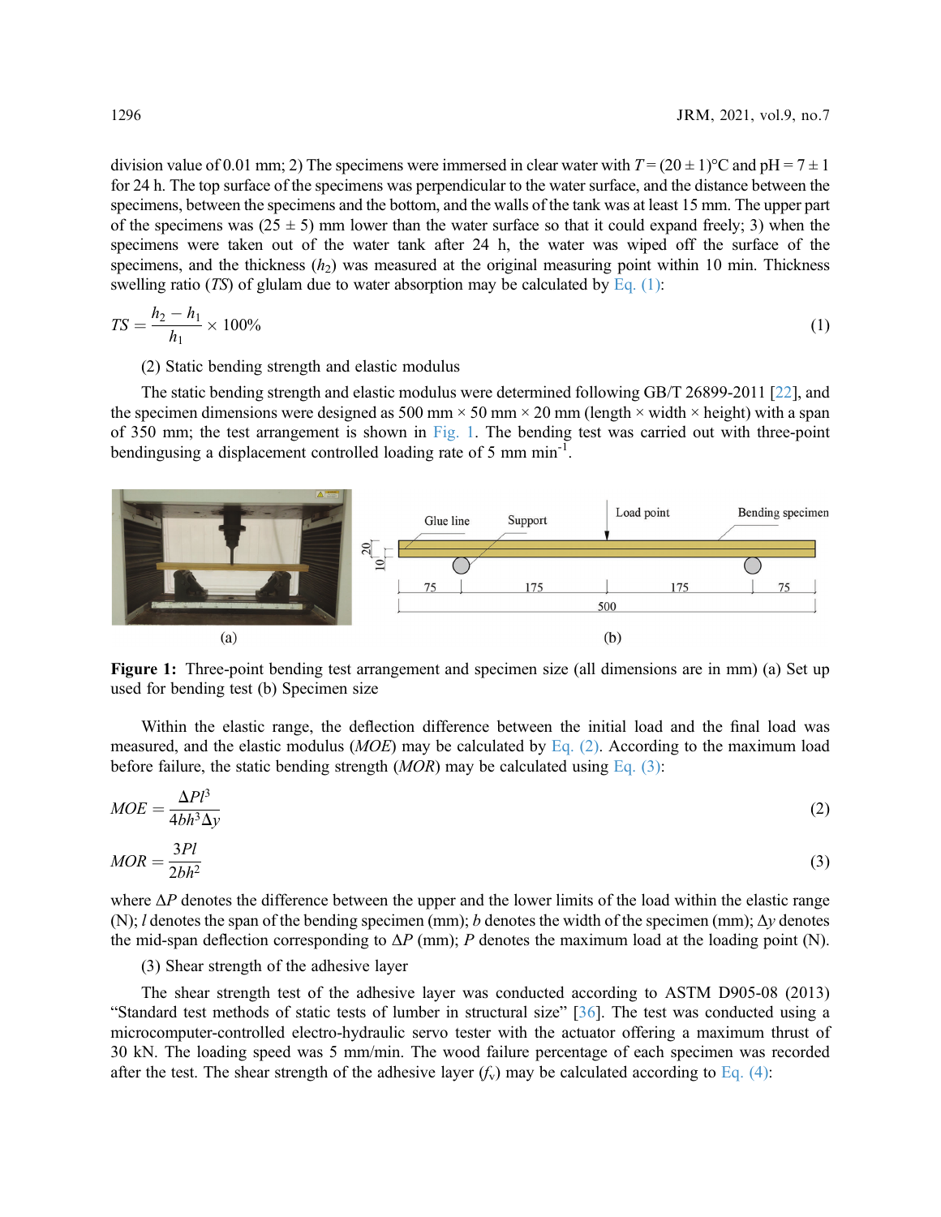division value of 0.01 mm; 2) The specimens were immersed in clear water with $T = (20 \pm 1)$°C and pH = 7 ± 1 for 24 h. The top surface of the specimens was perpendicular to the water surface, and the distance between the specimens, between the specimens and the bottom, and the walls of the tank was at least 15 mm. The upper part of the specimens was (25 ± 5) mm lower than the water surface so that it could expand freely; 3) when the specimens were taken out of the water tank after 24 h, the water was wiped off the surface of the specimens, and the thickness ($h_2$) was measured at the original measuring point within 10 min. Thickness swelling ratio (*TS*) of glulam due to water absorption may be calculated by Eq. (1):

$$TS = \frac{h_2 - h_1}{h_1} \times 100\% \tag{1}$$

(2) Static bending strength and elastic modulus

The static bending strength and elastic modulus were determined following GB/T 26899-2011 [22], and the specimen dimensions were designed as 500 mm × 50 mm × 20 mm (length × width × height) with a span of 350 mm; the test arrangement is shown in Fig. 1. The bending test was carried out with three-point bendingusing a displacement controlled loading rate of 5 mm min$^{-1}$.

Figure 1: Three-point bending test arrangement and specimen size (all dimensions are in mm) (a) Set up used for bending test (b) Specimen size

Within the elastic range, the deflection difference between the initial load and the final load was measured, and the elastic modulus (*MOE*) may be calculated by Eq. (2). According to the maximum load before failure, the static bending strength (*MOR*) may be calculated using Eq. (3):

$$MOE = \frac{\Delta P l^3}{4bh^3 \Delta y} \tag{2}$$

$$MOR = \frac{3Pl}{2bh^2} \tag{3}$$

where $\Delta P$ denotes the difference between the upper and the lower limits of the load within the elastic range (N); $l$ denotes the span of the bending specimen (mm); $b$ denotes the width of the specimen (mm); $\Delta y$ denotes the mid-span deflection corresponding to $\Delta P$ (mm); $P$ denotes the maximum load at the loading point (N).

(3) Shear strength of the adhesive layer

The shear strength test of the adhesive layer was conducted according to ASTM D905-08 (2013) "Standard test methods of static tests of lumber in structural size" [36]. The test was conducted using a microcomputer-controlled electro-hydraulic servo tester with the actuator offering a maximum thrust of 30 kN. The loading speed was 5 mm/min. The wood failure percentage of each specimen was recorded after the test. The shear strength of the adhesive layer ($f_v$) may be calculated according to Eq. (4):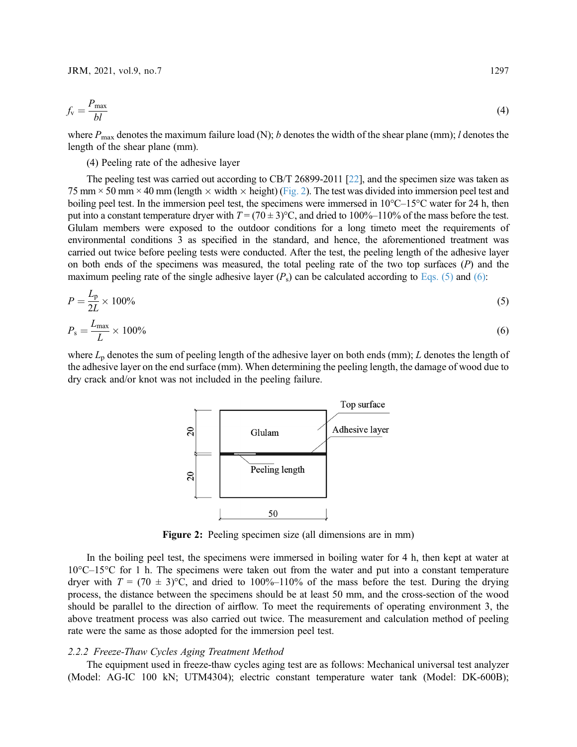$$f_v = \frac{P_{max}}{bl} \tag{4}$$

where $P_{max}$ denotes the maximum failure load (N); $b$ denotes the width of the shear plane (mm); $l$ denotes the length of the shear plane (mm).

(4) Peeling rate of the adhesive layer

The peeling test was carried out according to CB/T 26899-2011 [22], and the specimen size was taken as 75 mm × 50 mm × 40 mm (length × width × height) (Fig. 2). The test was divided into immersion peel test and boiling peel test. In the immersion peel test, the specimens were immersed in 10°C–15°C water for 24 h, then put into a constant temperature dryer with $T = (70 \pm 3)$°C, and dried to 100%–110% of the mass before the test. Glulam members were exposed to the outdoor conditions for a long timeto meet the requirements of environmental conditions 3 as specified in the standard, and hence, the aforementioned treatment was carried out twice before peeling tests were conducted. After the test, the peeling length of the adhesive layer on both ends of the specimens was measured, the total peeling rate of the two top surfaces ($P$) and the maximum peeling rate of the single adhesive layer ($P_s$) can be calculated according to Eqs. (5) and (6):

$$P = \frac{L_p}{2L} \times 100\% \tag{5}$$

$$P_s = \frac{L_{max}}{L} \times 100\% \tag{6}$$

where $L_p$ denotes the sum of peeling length of the adhesive layer on both ends (mm); $L$ denotes the length of the adhesive layer on the end surface (mm). When determining the peeling length, the damage of wood due to dry crack and/or knot was not included in the peeling failure.

**Figure 2:** Peeling specimen size (all dimensions are in mm)

In the boiling peel test, the specimens were immersed in boiling water for 4 h, then kept at water at 10°C–15°C for 1 h. The specimens were taken out from the water and put into a constant temperature dryer with $T = (70 \pm 3)$°C, and dried to 100%–110% of the mass before the test. During the drying process, the distance between the specimens should be at least 50 mm, and the cross-section of the wood should be parallel to the direction of airflow. To meet the requirements of operating environment 3, the above treatment process was also carried out twice. The measurement and calculation method of peeling rate were the same as those adopted for the immersion peel test.

### 2.2.2 Freeze-Thaw Cycles Aging Treatment Method

The equipment used in freeze-thaw cycles aging test are as follows: Mechanical universal test analyzer (Model: AG-IC 100 kN; UTM4304); electric constant temperature water tank (Model: DK-600B);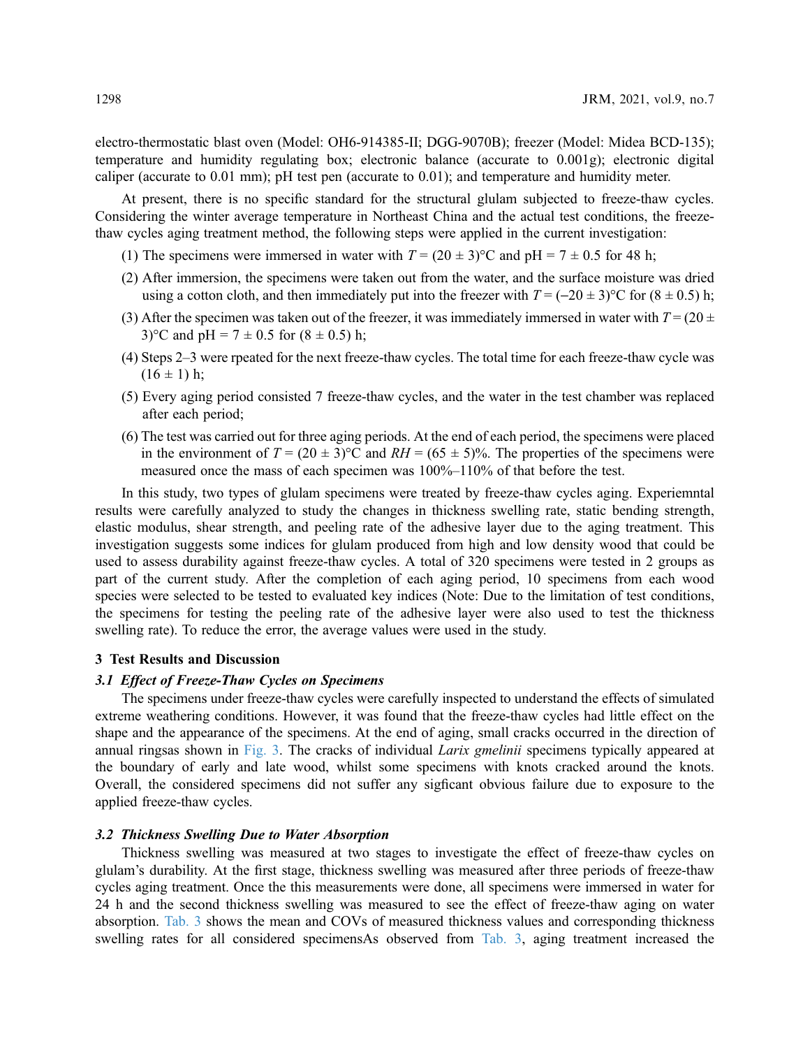electro-thermostatic blast oven (Model: OH6-914385-II; DGG-9070B); freezer (Model: Midea BCD-135); temperature and humidity regulating box; electronic balance (accurate to 0.001g); electronic digital caliper (accurate to 0.01 mm); pH test pen (accurate to 0.01); and temperature and humidity meter.

At present, there is no specific standard for the structural glulam subjected to freeze-thaw cycles. Considering the winter average temperature in Northeast China and the actual test conditions, the freeze-thaw cycles aging treatment method, the following steps were applied in the current investigation:

(1) The specimens were immersed in water with $T = (20 \pm 3)$°C and pH = $7 \pm 0.5$ for 48 h;

(2) After immersion, the specimens were taken out from the water, and the surface moisture was dried using a cotton cloth, and then immediately put into the freezer with $T = (-20 \pm 3)$°C for $(8 \pm 0.5)$ h;

(3) After the specimen was taken out of the freezer, it was immediately immersed in water with $T = (20 \pm 3)$°C and pH = $7 \pm 0.5$ for $(8 \pm 0.5)$ h;

(4) Steps 2–3 were rpeated for the next freeze-thaw cycles. The total time for each freeze-thaw cycle was $(16 \pm 1)$ h;

(5) Every aging period consisted 7 freeze-thaw cycles, and the water in the test chamber was replaced after each period;

(6) The test was carried out for three aging periods. At the end of each period, the specimens were placed in the environment of $T = (20 \pm 3)$°C and $RH = (65 \pm 5)$%. The properties of the specimens were measured once the mass of each specimen was 100%–110% of that before the test.

In this study, two types of glulam specimens were treated by freeze-thaw cycles aging. Experiemntal results were carefully analyzed to study the changes in thickness swelling rate, static bending strength, elastic modulus, shear strength, and peeling rate of the adhesive layer due to the aging treatment. This investigation suggests some indices for glulam produced from high and low density wood that could be used to assess durability against freeze-thaw cycles. A total of 320 specimens were tested in 2 groups as part of the current study. After the completion of each aging period, 10 specimens from each wood species were selected to be tested to evaluated key indices (Note: Due to the limitation of test conditions, the specimens for testing the peeling rate of the adhesive layer were also used to test the thickness swelling rate). To reduce the error, the average values were used in the study.

## 3 Test Results and Discussion

### 3.1 Effect of Freeze-Thaw Cycles on Specimens

The specimens under freeze-thaw cycles were carefully inspected to understand the effects of simulated extreme weathering conditions. However, it was found that the freeze-thaw cycles had little effect on the shape and the appearance of the specimens. At the end of aging, small cracks occurred in the direction of annual ringsas shown in Fig. 3. The cracks of individual *Larix gmelinii* specimens typically appeared at the boundary of early and late wood, whilst some specimens with knots cracked around the knots. Overall, the considered specimens did not suffer any sigficant obvious failure due to exposure to the applied freeze-thaw cycles.

### 3.2 Thickness Swelling Due to Water Absorption

Thickness swelling was measured at two stages to investigate the effect of freeze-thaw cycles on glulam's durability. At the first stage, thickness swelling was measured after three periods of freeze-thaw cycles aging treatment. Once the this measurements were done, all specimens were immersed in water for 24 h and the second thickness swelling was measured to see the effect of freeze-thaw aging on water absorption. Tab. 3 shows the mean and COVs of measured thickness values and corresponding thickness swelling rates for all considered specimensAs observed from Tab. 3, aging treatment increased the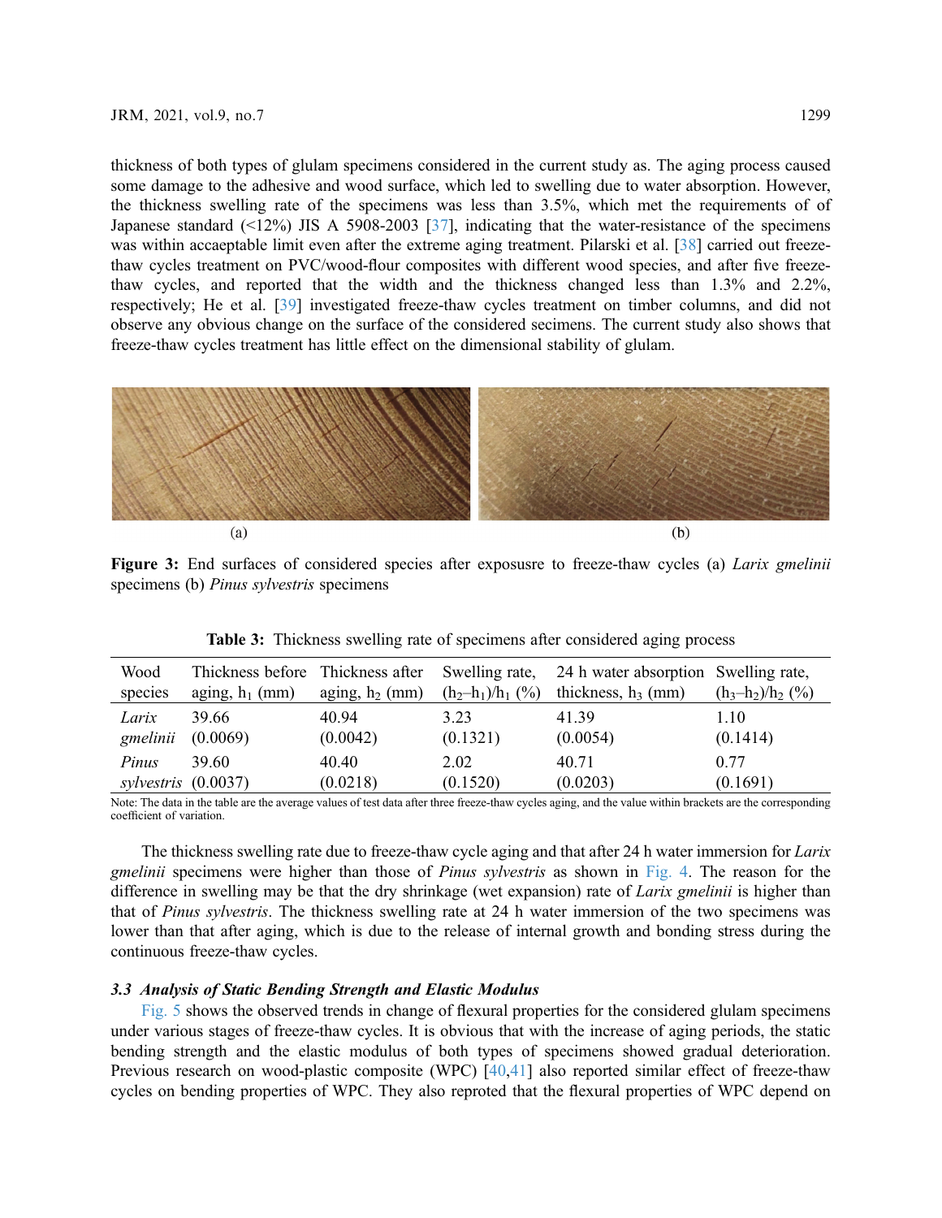thickness of both types of glulam specimens considered in the current study as. The aging process caused some damage to the adhesive and wood surface, which led to swelling due to water absorption. However, the thickness swelling rate of the specimens was less than 3.5%, which met the requirements of of Japanese standard (<12%) JIS A 5908-2003 [37], indicating that the water-resistance of the specimens was within accaeptable limit even after the extreme aging treatment. Pilarski et al. [38] carried out freeze-thaw cycles treatment on PVC/wood-flour composites with different wood species, and after five freeze-thaw cycles, and reported that the width and the thickness changed less than 1.3% and 2.2%, respectively; He et al. [39] investigated freeze-thaw cycles treatment on timber columns, and did not observe any obvious change on the surface of the considered secimens. The current study also shows that freeze-thaw cycles treatment has little effect on the dimensional stability of glulam.

(a) (b)

**Figure 3:** End surfaces of considered species after exposusre to freeze-thaw cycles (a) *Larix gmelinii* specimens (b) *Pinus sylvestris* specimens

**Table 3:** Thickness swelling rate of specimens after considered aging process

| Wood species | Thickness before aging, $h_1$ (mm) | Thickness after aging, $h_2$ (mm) | Swelling rate, $(h_2–h_1)/h_1$ (%) | 24 h water absorption thickness, $h_3$ (mm) | Swelling rate, $(h_3–h_2)/h_2$ (%) |
|---|---|---|---|---|---|
| *Larix gmelinii* | 39.66 (0.0069) | 40.94 (0.0042) | 3.23 (0.1321) | 41.39 (0.0054) | 1.10 (0.1414) |
| *Pinus sylvestris* | 39.60 (0.0037) | 40.40 (0.0218) | 2.02 (0.1520) | 40.71 (0.0203) | 0.77 (0.1691) |

Note: The data in the table are the average values of test data after three freeze-thaw cycles aging, and the value within brackets are the corresponding coefficient of variation.

The thickness swelling rate due to freeze-thaw cycle aging and that after 24 h water immersion for *Larix gmelinii* specimens were higher than those of *Pinus sylvestris* as shown in Fig. 4. The reason for the difference in swelling may be that the dry shrinkage (wet expansion) rate of *Larix gmelinii* is higher than that of *Pinus sylvestris*. The thickness swelling rate at 24 h water immersion of the two specimens was lower than that after aging, which is due to the release of internal growth and bonding stress during the continuous freeze-thaw cycles.

### *3.3 Analysis of Static Bending Strength and Elastic Modulus*

Fig. 5 shows the observed trends in change of flexural properties for the considered glulam specimens under various stages of freeze-thaw cycles. It is obvious that with the increase of aging periods, the static bending strength and the elastic modulus of both types of specimens showed gradual deterioration. Previous research on wood-plastic composite (WPC) [40,41] also reported similar effect of freeze-thaw cycles on bending properties of WPC. They also reproted that the flexural properties of WPC depend on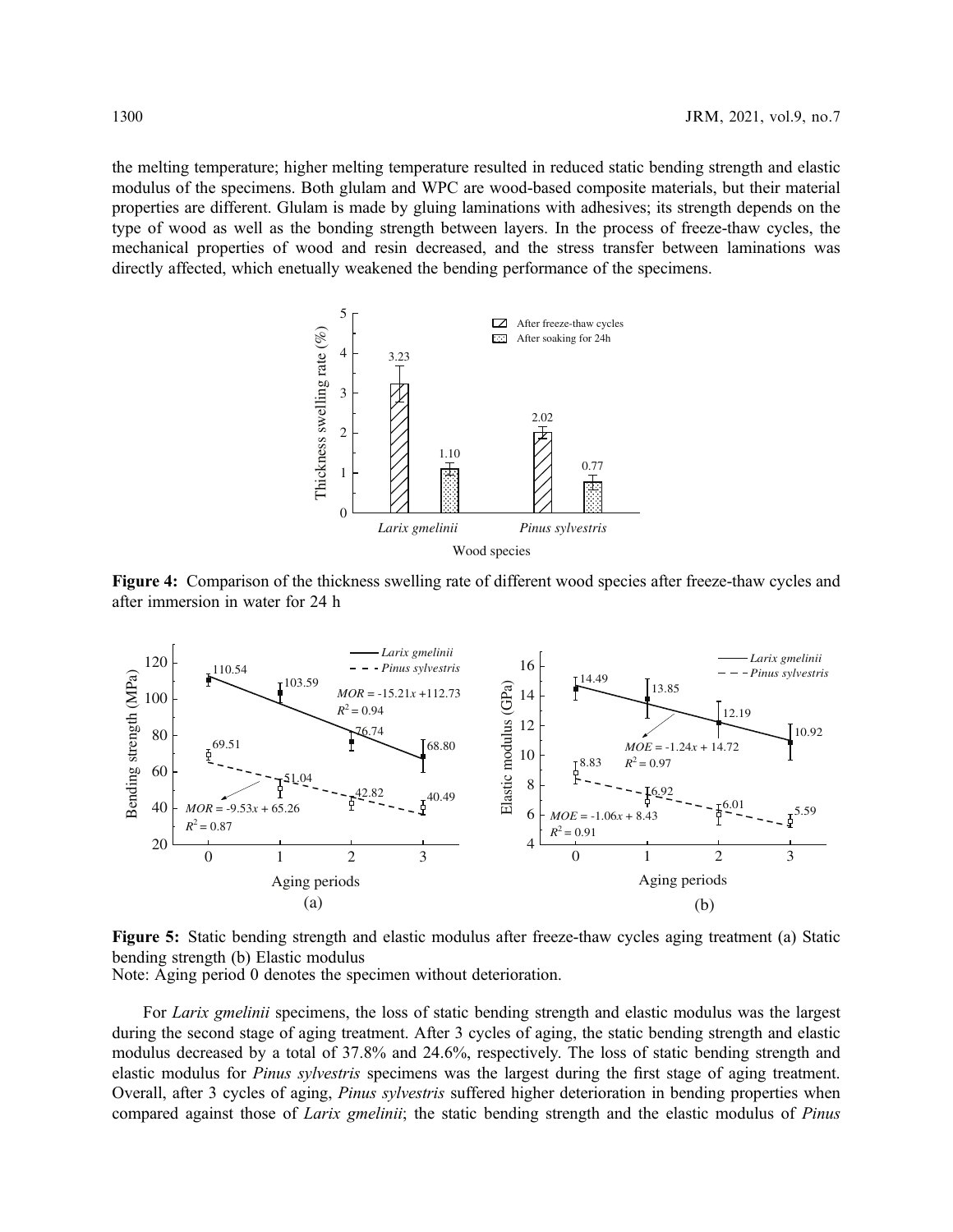the melting temperature; higher melting temperature resulted in reduced static bending strength and elastic modulus of the specimens. Both glulam and WPC are wood-based composite materials, but their material properties are different. Glulam is made by gluing laminations with adhesives; its strength depends on the type of wood as well as the bonding strength between layers. In the process of freeze-thaw cycles, the mechanical properties of wood and resin decreased, and the stress transfer between laminations was directly affected, which enetually weakened the bending performance of the specimens.

**Figure 4:** Comparison of the thickness swelling rate of different wood species after freeze-thaw cycles and after immersion in water for 24 h

**Figure 5:** Static bending strength and elastic modulus after freeze-thaw cycles aging treatment (a) Static bending strength (b) Elastic modulus

Note: Aging period 0 denotes the specimen without deterioration.

For *Larix gmelinii* specimens, the loss of static bending strength and elastic modulus was the largest during the second stage of aging treatment. After 3 cycles of aging, the static bending strength and elastic modulus decreased by a total of 37.8% and 24.6%, respectively. The loss of static bending strength and elastic modulus for *Pinus sylvestris* specimens was the largest during the first stage of aging treatment. Overall, after 3 cycles of aging, *Pinus sylvestris* suffered higher deterioration in bending properties when compared against those of *Larix gmelinii*; the static bending strength and the elastic modulus of *Pinus*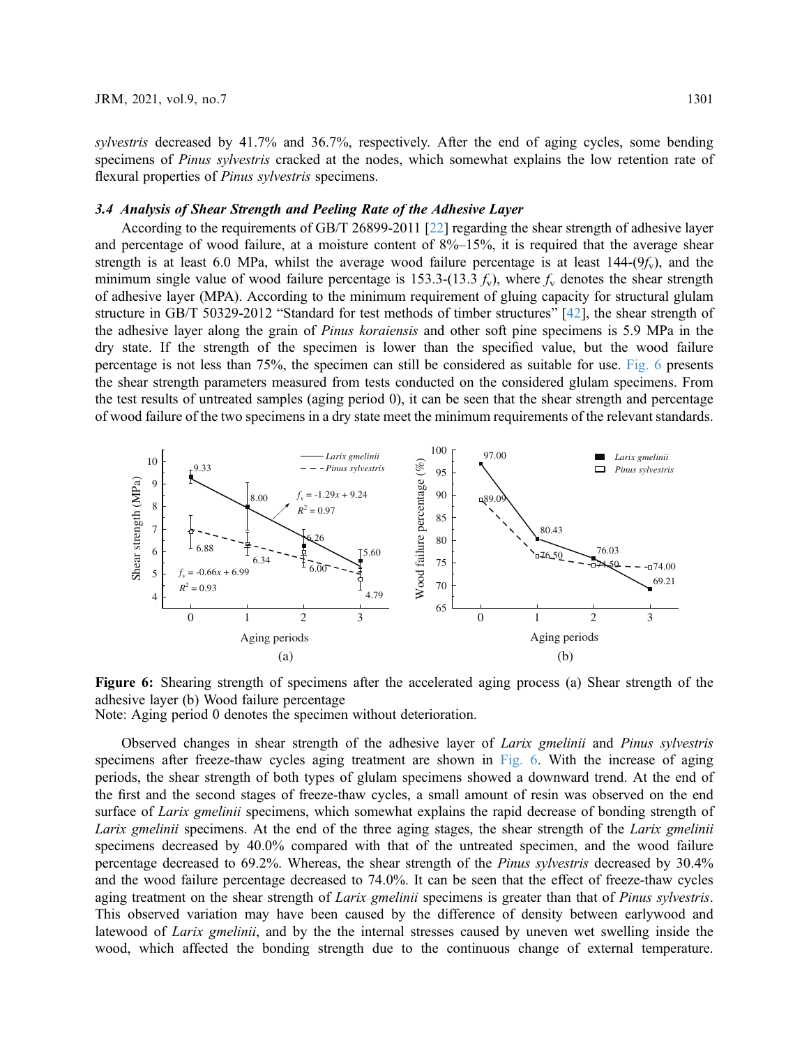*sylvestris* decreased by 41.7% and 36.7%, respectively. After the end of aging cycles, some bending specimens of *Pinus sylvestris* cracked at the nodes, which somewhat explains the low retention rate of flexural properties of *Pinus sylvestris* specimens.

### *3.4 Analysis of Shear Strength and Peeling Rate of the Adhesive Layer*

According to the requirements of GB/T 26899-2011 [22] regarding the shear strength of adhesive layer and percentage of wood failure, at a moisture content of 8%–15%, it is required that the average shear strength is at least 6.0 MPa, whilst the average wood failure percentage is at least 144-($9f_v$), and the minimum single value of wood failure percentage is 153.3-(13.3 $f_v$), where $f_v$ denotes the shear strength of adhesive layer (MPA). According to the minimum requirement of gluing capacity for structural glulam structure in GB/T 50329-2012 "Standard for test methods of timber structures" [42], the shear strength of the adhesive layer along the grain of *Pinus koraiensis* and other soft pine specimens is 5.9 MPa in the dry state. If the strength of the specimen is lower than the specified value, but the wood failure percentage is not less than 75%, the specimen can still be considered as suitable for use. Fig. 6 presents the shear strength parameters measured from tests conducted on the considered glulam specimens. From the test results of untreated samples (aging period 0), it can be seen that the shear strength and percentage of wood failure of the two specimens in a dry state meet the minimum requirements of the relevant standards.

**Figure 6:** Shearing strength of specimens after the accelerated aging process (a) Shear strength of the adhesive layer (b) Wood failure percentage

Note: Aging period 0 denotes the specimen without deterioration.

Observed changes in shear strength of the adhesive layer of *Larix gmelinii* and *Pinus sylvestris* specimens after freeze-thaw cycles aging treatment are shown in Fig. 6. With the increase of aging periods, the shear strength of both types of glulam specimens showed a downward trend. At the end of the first and the second stages of freeze-thaw cycles, a small amount of resin was observed on the end surface of *Larix gmelinii* specimens, which somewhat explains the rapid decrease of bonding strength of *Larix gmelinii* specimens. At the end of the three aging stages, the shear strength of the *Larix gmelinii* specimens decreased by 40.0% compared with that of the untreated specimen, and the wood failure percentage decreased to 69.2%. Whereas, the shear strength of the *Pinus sylvestris* decreased by 30.4% and the wood failure percentage decreased to 74.0%. It can be seen that the effect of freeze-thaw cycles aging treatment on the shear strength of *Larix gmelinii* specimens is greater than that of *Pinus sylvestris*. This observed variation may have been caused by the difference of density between earlywood and latewood of *Larix gmelinii*, and by the the internal stresses caused by uneven wet swelling inside the wood, which affected the bonding strength due to the continuous change of external temperature.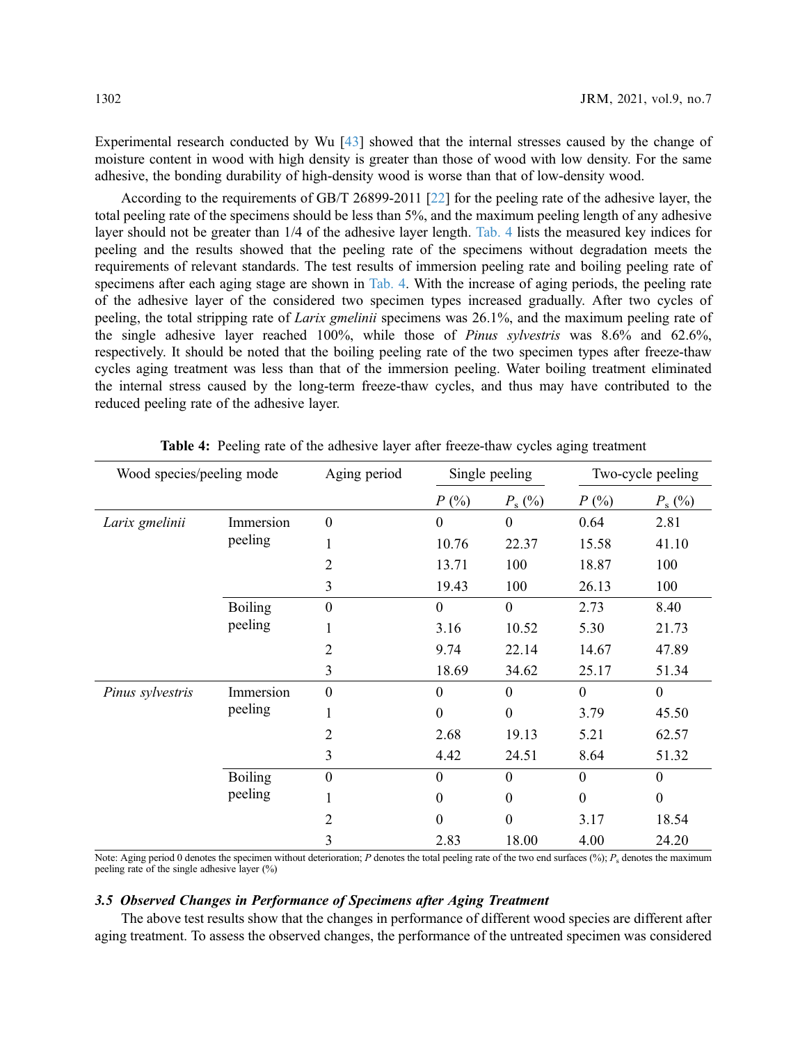Experimental research conducted by Wu [43] showed that the internal stresses caused by the change of moisture content in wood with high density is greater than those of wood with low density. For the same adhesive, the bonding durability of high-density wood is worse than that of low-density wood.

According to the requirements of GB/T 26899-2011 [22] for the peeling rate of the adhesive layer, the total peeling rate of the specimens should be less than 5%, and the maximum peeling length of any adhesive layer should not be greater than 1/4 of the adhesive layer length. Tab. 4 lists the measured key indices for peeling and the results showed that the peeling rate of the specimens without degradation meets the requirements of relevant standards. The test results of immersion peeling rate and boiling peeling rate of specimens after each aging stage are shown in Tab. 4. With the increase of aging periods, the peeling rate of the adhesive layer of the considered two specimen types increased gradually. After two cycles of peeling, the total stripping rate of *Larix gmelinii* specimens was 26.1%, and the maximum peeling rate of the single adhesive layer reached 100%, while those of *Pinus sylvestris* was 8.6% and 62.6%, respectively. It should be noted that the boiling peeling rate of the two specimen types after freeze-thaw cycles aging treatment was less than that of the immersion peeling. Water boiling treatment eliminated the internal stress caused by the long-term freeze-thaw cycles, and thus may have contributed to the reduced peeling rate of the adhesive layer.

**Table 4:** Peeling rate of the adhesive layer after freeze-thaw cycles aging treatment

| Wood species/peeling mode | | Aging period | Single peeling | | Two-cycle peeling | |
|---|---|---|---|---|---|---|
| | | | $P$ (%) | $P_s$ (%) | $P$ (%) | $P_s$ (%) |
| *Larix gmelinii* | Immersion peeling | 0 | 0 | 0 | 0.64 | 2.81 |
| | | 1 | 10.76 | 22.37 | 15.58 | 41.10 |
| | | 2 | 13.71 | 100 | 18.87 | 100 |
| | | 3 | 19.43 | 100 | 26.13 | 100 |
| | Boiling peeling | 0 | 0 | 0 | 2.73 | 8.40 |
| | | 1 | 3.16 | 10.52 | 5.30 | 21.73 |
| | | 2 | 9.74 | 22.14 | 14.67 | 47.89 |
| | | 3 | 18.69 | 34.62 | 25.17 | 51.34 |
| *Pinus sylvestris* | Immersion peeling | 0 | 0 | 0 | 0 | 0 |
| | | 1 | 0 | 0 | 3.79 | 45.50 |
| | | 2 | 2.68 | 19.13 | 5.21 | 62.57 |
| | | 3 | 4.42 | 24.51 | 8.64 | 51.32 |
| | Boiling peeling | 0 | 0 | 0 | 0 | 0 |
| | | 1 | 0 | 0 | 0 | 0 |
| | | 2 | 0 | 0 | 3.17 | 18.54 |
| | | 3 | 2.83 | 18.00 | 4.00 | 24.20 |

Note: Aging period 0 denotes the specimen without deterioration; $P$ denotes the total peeling rate of the two end surfaces (%); $P_s$ denotes the maximum peeling rate of the single adhesive layer (%)

### *3.5 Observed Changes in Performance of Specimens after Aging Treatment*

The above test results show that the changes in performance of different wood species are different after aging treatment. To assess the observed changes, the performance of the untreated specimen was considered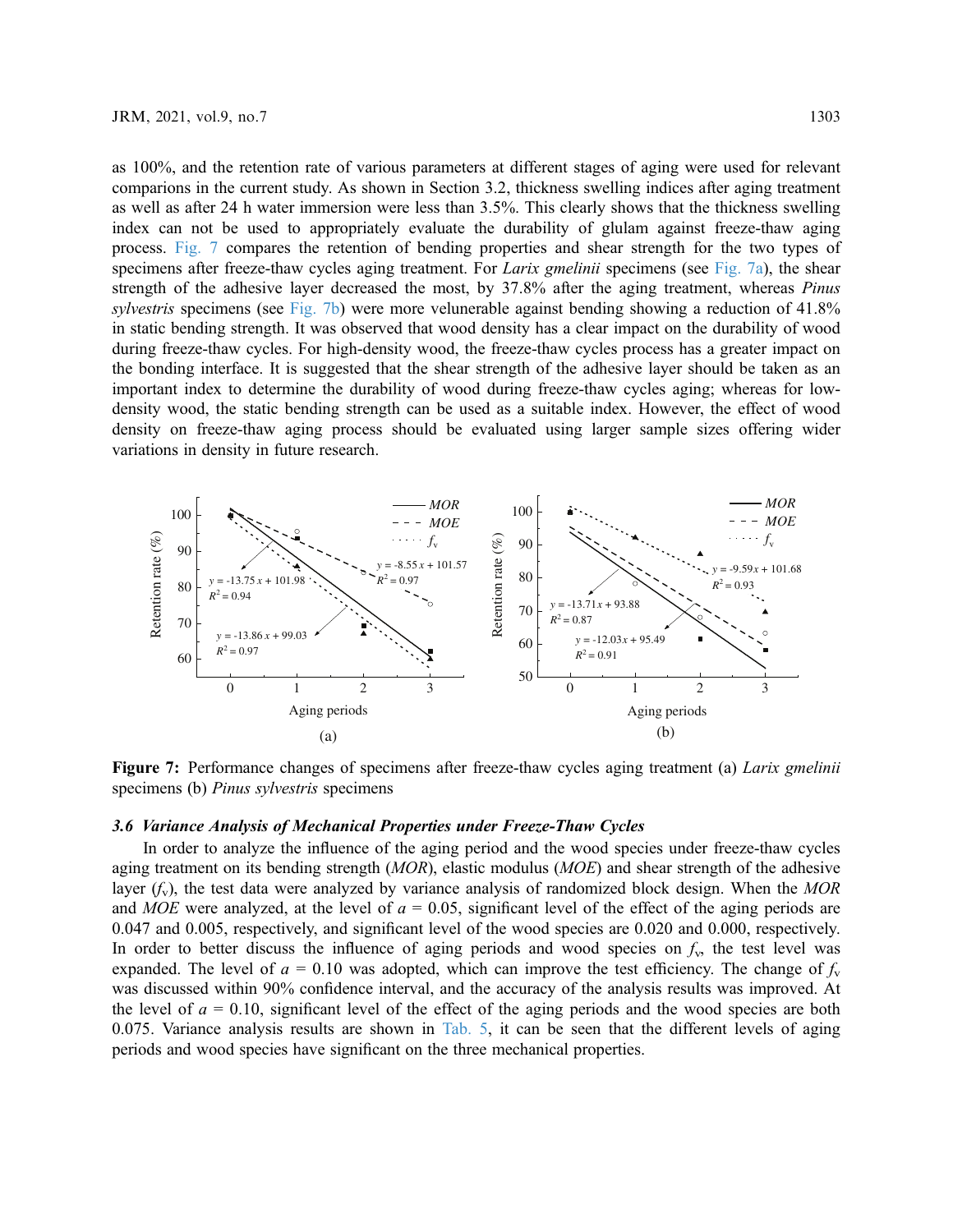as 100%, and the retention rate of various parameters at different stages of aging were used for relevant comparisons in the current study. As shown in Section 3.2, thickness swelling indices after aging treatment as well as after 24 h water immersion were less than 3.5%. This clearly shows that the thickness swelling index can not be used to appropriately evaluate the durability of glulam against freeze-thaw aging process. Fig. 7 compares the retention of bending properties and shear strength for the two types of specimens after freeze-thaw cycles aging treatment. For *Larix gmelinii* specimens (see Fig. 7a), the shear strength of the adhesive layer decreased the most, by 37.8% after the aging treatment, whereas *Pinus sylvestris* specimens (see Fig. 7b) were more velunerable against bending showing a reduction of 41.8% in static bending strength. It was observed that wood density has a clear impact on the durability of wood during freeze-thaw cycles. For high-density wood, the freeze-thaw cycles process has a greater impact on the bonding interface. It is suggested that the shear strength of the adhesive layer should be taken as an important index to determine the durability of wood during freeze-thaw cycles aging; whereas for low-density wood, the static bending strength can be used as a suitable index. However, the effect of wood density on freeze-thaw aging process should be evaluated using larger sample sizes offering wider variations in density in future research.

**Figure 7:** Performance changes of specimens after freeze-thaw cycles aging treatment (a) *Larix gmelinii* specimens (b) *Pinus sylvestris* specimens

### *3.6 Variance Analysis of Mechanical Properties under Freeze-Thaw Cycles*

In order to analyze the influence of the aging period and the wood species under freeze-thaw cycles aging treatment on its bending strength (*MOR*), elastic modulus (*MOE*) and shear strength of the adhesive layer ($f_v$), the test data were analyzed by variance analysis of randomized block design. When the *MOR* and *MOE* were analyzed, at the level of $a$ = 0.05, significant level of the effect of the aging periods are 0.047 and 0.005, respectively, and significant level of the wood species are 0.020 and 0.000, respectively. In order to better discuss the influence of aging periods and wood species on $f_v$, the test level was expanded. The level of $a$ = 0.10 was adopted, which can improve the test efficiency. The change of $f_v$ was discussed within 90% confidence interval, and the accuracy of the analysis results was improved. At the level of $a$ = 0.10, significant level of the effect of the aging periods and the wood species are both 0.075. Variance analysis results are shown in Tab. 5, it can be seen that the different levels of aging periods and wood species have significant on the three mechanical properties.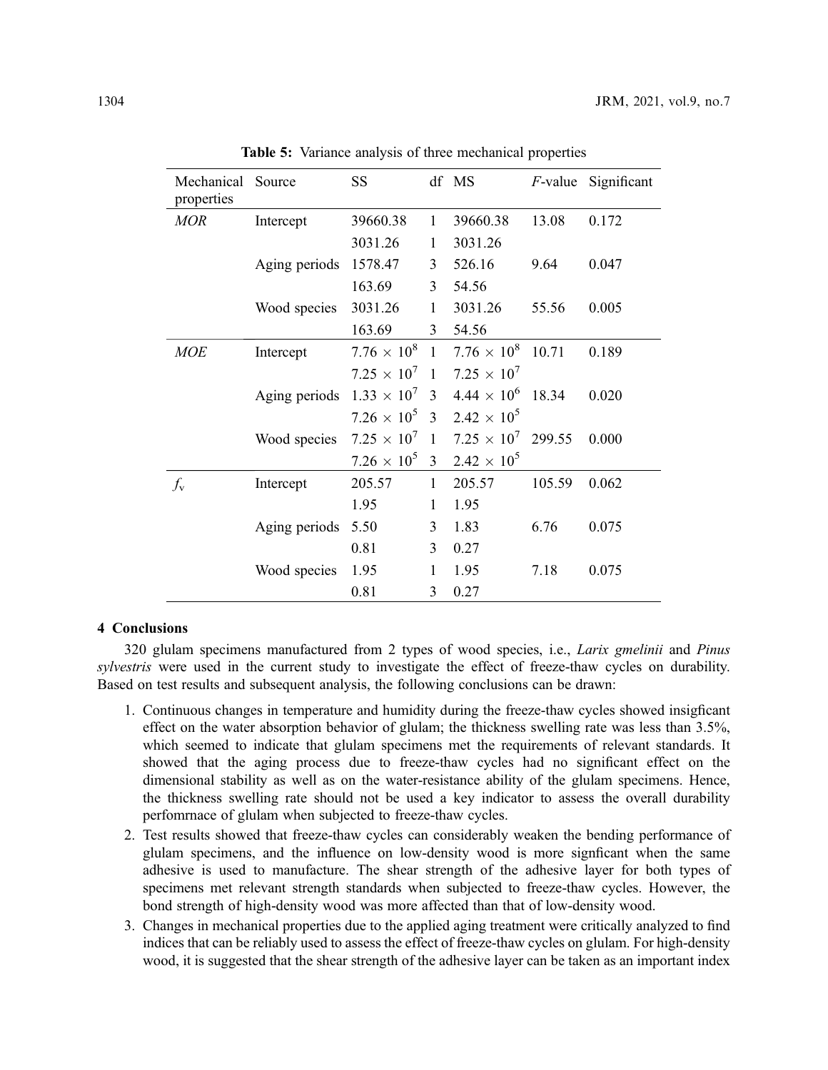**Table 5:** Variance analysis of three mechanical properties

| Mechanical properties | Source | SS | df | MS | *F*-value | Significant |
|---|---|---|---|---|---|---|
| *MOR* | Intercept | 39660.38 | 1 | 39660.38 | 13.08 | 0.172 |
| | | 3031.26 | 1 | 3031.26 | | |
| | Aging periods | 1578.47 | 3 | 526.16 | 9.64 | 0.047 |
| | | 163.69 | 3 | 54.56 | | |
| | Wood species | 3031.26 | 1 | 3031.26 | 55.56 | 0.005 |
| | | 163.69 | 3 | 54.56 | | |
| *MOE* | Intercept | $7.76 \times 10^8$ | 1 | $7.76 \times 10^8$ | 10.71 | 0.189 |
| | | $7.25 \times 10^7$ | 1 | $7.25 \times 10^7$ | | |
| | Aging periods | $1.33 \times 10^7$ | 3 | $4.44 \times 10^6$ | 18.34 | 0.020 |
| | | $7.26 \times 10^5$ | 3 | $2.42 \times 10^5$ | | |
| | Wood species | $7.25 \times 10^7$ | 1 | $7.25 \times 10^7$ | 299.55 | 0.000 |
| | | $7.26 \times 10^5$ | 3 | $2.42 \times 10^5$ | | |
| $f_v$ | Intercept | 205.57 | 1 | 205.57 | 105.59 | 0.062 |
| | | 1.95 | 1 | 1.95 | | |
| | Aging periods | 5.50 | 3 | 1.83 | 6.76 | 0.075 |
| | | 0.81 | 3 | 0.27 | | |
| | Wood species | 1.95 | 1 | 1.95 | 7.18 | 0.075 |
| | | 0.81 | 3 | 0.27 | | |

## 4 Conclusions

320 glulam specimens manufactured from 2 types of wood species, i.e., *Larix gmelinii* and *Pinus sylvestris* were used in the current study to investigate the effect of freeze-thaw cycles on durability. Based on test results and subsequent analysis, the following conclusions can be drawn:

1. Continuous changes in temperature and humidity during the freeze-thaw cycles showed insigficant effect on the water absorption behavior of glulam; the thickness swelling rate was less than 3.5%, which seemed to indicate that glulam specimens met the requirements of relevant standards. It showed that the aging process due to freeze-thaw cycles had no significant effect on the dimensional stability as well as on the water-resistance ability of the glulam specimens. Hence, the thickness swelling rate should not be used a key indicator to assess the overall durability perfomrnace of glulam when subjected to freeze-thaw cycles.
2. Test results showed that freeze-thaw cycles can considerably weaken the bending performance of glulam specimens, and the influence on low-density wood is more signficant when the same adhesive is used to manufacture. The shear strength of the adhesive layer for both types of specimens met relevant strength standards when subjected to freeze-thaw cycles. However, the bond strength of high-density wood was more affected than that of low-density wood.
3. Changes in mechanical properties due to the applied aging treatment were critically analyzed to find indices that can be reliably used to assess the effect of freeze-thaw cycles on glulam. For high-density wood, it is suggested that the shear strength of the adhesive layer can be taken as an important index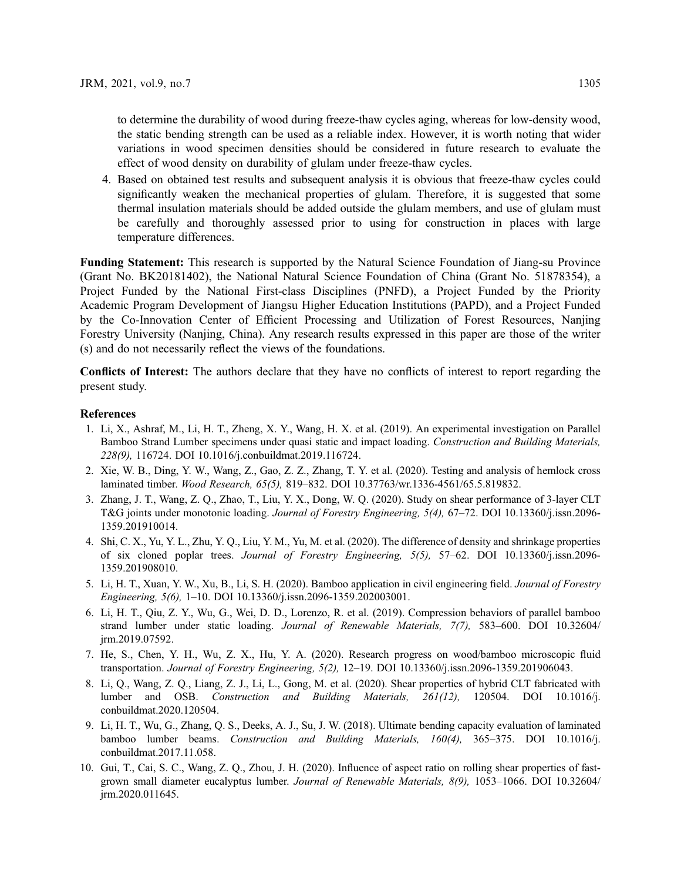to determine the durability of wood during freeze-thaw cycles aging, whereas for low-density wood, the static bending strength can be used as a reliable index. However, it is worth noting that wider variations in wood specimen densities should be considered in future research to evaluate the effect of wood density on durability of glulam under freeze-thaw cycles.

4. Based on obtained test results and subsequent analysis it is obvious that freeze-thaw cycles could significantly weaken the mechanical properties of glulam. Therefore, it is suggested that some thermal insulation materials should be added outside the glulam members, and use of glulam must be carefully and thoroughly assessed prior to using for construction in places with large temperature differences.

**Funding Statement:** This research is supported by the Natural Science Foundation of Jiang-su Province (Grant No. BK20181402), the National Natural Science Foundation of China (Grant No. 51878354), a Project Funded by the National First-class Disciplines (PNFD), a Project Funded by the Priority Academic Program Development of Jiangsu Higher Education Institutions (PAPD), and a Project Funded by the Co-Innovation Center of Efficient Processing and Utilization of Forest Resources, Nanjing Forestry University (Nanjing, China). Any research results expressed in this paper are those of the writer (s) and do not necessarily reflect the views of the foundations.

**Conflicts of Interest:** The authors declare that they have no conflicts of interest to report regarding the present study.

## References

1. Li, X., Ashraf, M., Li, H. T., Zheng, X. Y., Wang, H. X. et al. (2019). An experimental investigation on Parallel Bamboo Strand Lumber specimens under quasi static and impact loading. *Construction and Building Materials, 228(9),* 116724. DOI 10.1016/j.conbuildmat.2019.116724.
2. Xie, W. B., Ding, Y. W., Wang, Z., Gao, Z. Z., Zhang, T. Y. et al. (2020). Testing and analysis of hemlock cross laminated timber. *Wood Research, 65(5),* 819–832. DOI 10.37763/wr.1336-4561/65.5.819832.
3. Zhang, J. T., Wang, Z. Q., Zhao, T., Liu, Y. X., Dong, W. Q. (2020). Study on shear performance of 3-layer CLT T&G joints under monotonic loading. *Journal of Forestry Engineering, 5(4),* 67–72. DOI 10.13360/j.issn.2096-1359.201910014.
4. Shi, C. X., Yu, Y. L., Zhu, Y. Q., Liu, Y. M., Yu, M. et al. (2020). The difference of density and shrinkage properties of six cloned poplar trees. *Journal of Forestry Engineering, 5(5),* 57–62. DOI 10.13360/j.issn.2096-1359.201908010.
5. Li, H. T., Xuan, Y. W., Xu, B., Li, S. H. (2020). Bamboo application in civil engineering field. *Journal of Forestry Engineering, 5(6),* 1–10. DOI 10.13360/j.issn.2096-1359.202003001.
6. Li, H. T., Qiu, Z. Y., Wu, G., Wei, D. D., Lorenzo, R. et al. (2019). Compression behaviors of parallel bamboo strand lumber under static loading. *Journal of Renewable Materials, 7(7),* 583–600. DOI 10.32604/jrm.2019.07592.
7. He, S., Chen, Y. H., Wu, Z. X., Hu, Y. A. (2020). Research progress on wood/bamboo microscopic fluid transportation. *Journal of Forestry Engineering, 5(2),* 12–19. DOI 10.13360/j.issn.2096-1359.201906043.
8. Li, Q., Wang, Z. Q., Liang, Z. J., Li, L., Gong, M. et al. (2020). Shear properties of hybrid CLT fabricated with lumber and OSB. *Construction and Building Materials, 261(12),* 120504. DOI 10.1016/j.conbuildmat.2020.120504.
9. Li, H. T., Wu, G., Zhang, Q. S., Deeks, A. J., Su, J. W. (2018). Ultimate bending capacity evaluation of laminated bamboo lumber beams. *Construction and Building Materials, 160(4),* 365–375. DOI 10.1016/j.conbuildmat.2017.11.058.
10. Gui, T., Cai, S. C., Wang, Z. Q., Zhou, J. H. (2020). Influence of aspect ratio on rolling shear properties of fast-grown small diameter eucalyptus lumber. *Journal of Renewable Materials, 8(9),* 1053–1066. DOI 10.32604/jrm.2020.011645.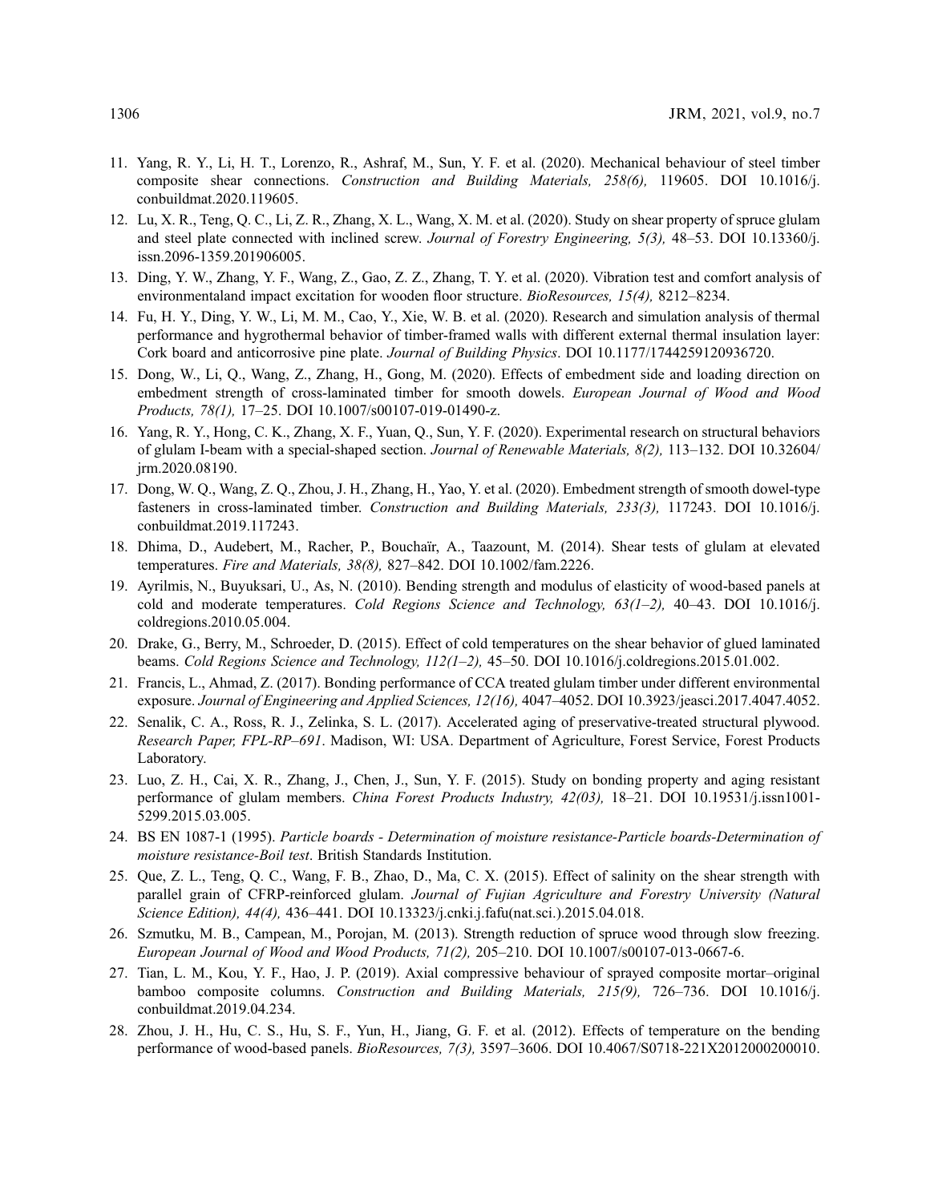11. Yang, R. Y., Li, H. T., Lorenzo, R., Ashraf, M., Sun, Y. F. et al. (2020). Mechanical behaviour of steel timber composite shear connections. *Construction and Building Materials, 258(6),* 119605. DOI 10.1016/j.conbuildmat.2020.119605.
12. Lu, X. R., Teng, Q. C., Li, Z. R., Zhang, X. L., Wang, X. M. et al. (2020). Study on shear property of spruce glulam and steel plate connected with inclined screw. *Journal of Forestry Engineering, 5(3),* 48–53. DOI 10.13360/j.issn.2096-1359.201906005.
13. Ding, Y. W., Zhang, Y. F., Wang, Z., Gao, Z. Z., Zhang, T. Y. et al. (2020). Vibration test and comfort analysis of environmentaland impact excitation for wooden floor structure. *BioResources, 15(4),* 8212–8234.
14. Fu, H. Y., Ding, Y. W., Li, M. M., Cao, Y., Xie, W. B. et al. (2020). Research and simulation analysis of thermal performance and hygrothermal behavior of timber-framed walls with different external thermal insulation layer: Cork board and anticorrosive pine plate. *Journal of Building Physics*. DOI 10.1177/1744259120936720.
15. Dong, W., Li, Q., Wang, Z., Zhang, H., Gong, M. (2020). Effects of embedment side and loading direction on embedment strength of cross-laminated timber for smooth dowels. *European Journal of Wood and Wood Products, 78(1),* 17–25. DOI 10.1007/s00107-019-01490-z.
16. Yang, R. Y., Hong, C. K., Zhang, X. F., Yuan, Q., Sun, Y. F. (2020). Experimental research on structural behaviors of glulam I-beam with a special-shaped section. *Journal of Renewable Materials, 8(2),* 113–132. DOI 10.32604/jrm.2020.08190.
17. Dong, W. Q., Wang, Z. Q., Zhou, J. H., Zhang, H., Yao, Y. et al. (2020). Embedment strength of smooth dowel-type fasteners in cross-laminated timber. *Construction and Building Materials, 233(3),* 117243. DOI 10.1016/j.conbuildmat.2019.117243.
18. Dhima, D., Audebert, M., Racher, P., Bouchaïr, A., Taazount, M. (2014). Shear tests of glulam at elevated temperatures. *Fire and Materials, 38(8),* 827–842. DOI 10.1002/fam.2226.
19. Ayrilmis, N., Buyuksari, U., As, N. (2010). Bending strength and modulus of elasticity of wood-based panels at cold and moderate temperatures. *Cold Regions Science and Technology, 63(1–2),* 40–43. DOI 10.1016/j.coldregions.2010.05.004.
20. Drake, G., Berry, M., Schroeder, D. (2015). Effect of cold temperatures on the shear behavior of glued laminated beams. *Cold Regions Science and Technology, 112(1–2),* 45–50. DOI 10.1016/j.coldregions.2015.01.002.
21. Francis, L., Ahmad, Z. (2017). Bonding performance of CCA treated glulam timber under different environmental exposure. *Journal of Engineering and Applied Sciences, 12(16),* 4047–4052. DOI 10.3923/jeasci.2017.4047.4052.
22. Senalik, C. A., Ross, R. J., Zelinka, S. L. (2017). Accelerated aging of preservative-treated structural plywood. *Research Paper, FPL-RP–691*. Madison, WI: USA. Department of Agriculture, Forest Service, Forest Products Laboratory.
23. Luo, Z. H., Cai, X. R., Zhang, J., Chen, J., Sun, Y. F. (2015). Study on bonding property and aging resistant performance of glulam members. *China Forest Products Industry, 42(03),* 18–21. DOI 10.19531/j.issn1001-5299.2015.03.005.
24. BS EN 1087-1 (1995). *Particle boards - Determination of moisture resistance-Particle boards-Determination of moisture resistance-Boil test*. British Standards Institution.
25. Que, Z. L., Teng, Q. C., Wang, F. B., Zhao, D., Ma, C. X. (2015). Effect of salinity on the shear strength with parallel grain of CFRP-reinforced glulam. *Journal of Fujian Agriculture and Forestry University (Natural Science Edition), 44(4),* 436–441. DOI 10.13323/j.cnki.j.fafu(nat.sci.).2015.04.018.
26. Szmutku, M. B., Campean, M., Porojan, M. (2013). Strength reduction of spruce wood through slow freezing. *European Journal of Wood and Wood Products, 71(2),* 205–210. DOI 10.1007/s00107-013-0667-6.
27. Tian, L. M., Kou, Y. F., Hao, J. P. (2019). Axial compressive behaviour of sprayed composite mortar–original bamboo composite columns. *Construction and Building Materials, 215(9),* 726–736. DOI 10.1016/j.conbuildmat.2019.04.234.
28. Zhou, J. H., Hu, C. S., Hu, S. F., Yun, H., Jiang, G. F. et al. (2012). Effects of temperature on the bending performance of wood-based panels. *BioResources, 7(3),* 3597–3606. DOI 10.4067/S0718-221X2012000200010.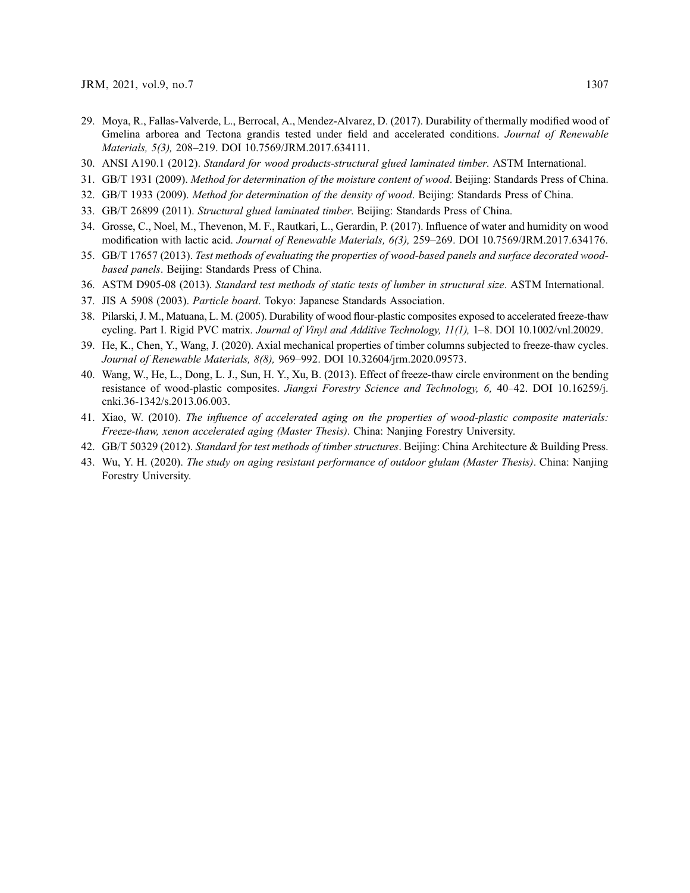29. Moya, R., Fallas-Valverde, L., Berrocal, A., Mendez-Alvarez, D. (2017). Durability of thermally modified wood of Gmelina arborea and Tectona grandis tested under field and accelerated conditions. *Journal of Renewable Materials, 5(3),* 208–219. DOI 10.7569/JRM.2017.634111.
30. ANSI A190.1 (2012). *Standard for wood products-structural glued laminated timber.* ASTM International.
31. GB/T 1931 (2009). *Method for determination of the moisture content of wood*. Beijing: Standards Press of China.
32. GB/T 1933 (2009). *Method for determination of the density of wood*. Beijing: Standards Press of China.
33. GB/T 26899 (2011). *Structural glued laminated timber*. Beijing: Standards Press of China.
34. Grosse, C., Noel, M., Thevenon, M. F., Rautkari, L., Gerardin, P. (2017). Influence of water and humidity on wood modification with lactic acid. *Journal of Renewable Materials, 6(3),* 259–269. DOI 10.7569/JRM.2017.634176.
35. GB/T 17657 (2013). *Test methods of evaluating the properties of wood-based panels and surface decorated wood-based panels*. Beijing: Standards Press of China.
36. ASTM D905-08 (2013). *Standard test methods of static tests of lumber in structural size*. ASTM International.
37. JIS A 5908 (2003). *Particle board*. Tokyo: Japanese Standards Association.
38. Pilarski, J. M., Matuana, L. M. (2005). Durability of wood flour-plastic composites exposed to accelerated freeze-thaw cycling. Part I. Rigid PVC matrix. *Journal of Vinyl and Additive Technology, 11(1),* 1–8. DOI 10.1002/vnl.20029.
39. He, K., Chen, Y., Wang, J. (2020). Axial mechanical properties of timber columns subjected to freeze-thaw cycles. *Journal of Renewable Materials, 8(8),* 969–992. DOI 10.32604/jrm.2020.09573.
40. Wang, W., He, L., Dong, L. J., Sun, H. Y., Xu, B. (2013). Effect of freeze-thaw circle environment on the bending resistance of wood-plastic composites. *Jiangxi Forestry Science and Technology, 6,* 40–42. DOI 10.16259/j.cnki.36-1342/s.2013.06.003.
41. Xiao, W. (2010). *The influence of accelerated aging on the properties of wood-plastic composite materials: Freeze-thaw, xenon accelerated aging (Master Thesis)*. China: Nanjing Forestry University.
42. GB/T 50329 (2012). *Standard for test methods of timber structures*. Beijing: China Architecture & Building Press.
43. Wu, Y. H. (2020). *The study on aging resistant performance of outdoor glulam (Master Thesis)*. China: Nanjing Forestry University.